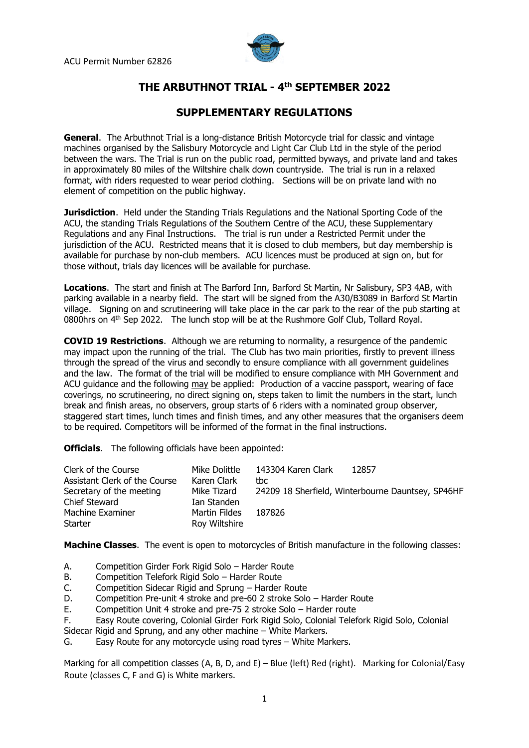ACU Permit Number 62826

# THE ARBUTHNOT TRIAL - 4th SEPTEMBER 2022

## SUPPLEMENTARY REGULATIONS

**General**. The Arbuthnot Trial is a long-distance British Motorcycle trial for classic and vintage machines organised by the Salisbury Motorcycle and Light Car Club Ltd in the style of the period between the wars. The Trial is run on the public road, permitted byways, and private land and takes in approximately 80 miles of the Wiltshire chalk down countryside. The trial is run in a relaxed format, with riders requested to wear period clothing. Sections will be on private land with no element of competition on the public highway.

**Jurisdiction**. Held under the Standing Trials Regulations and the National Sporting Code of the ACU, the standing Trials Regulations of the Southern Centre of the ACU, these Supplementary Regulations and any Final Instructions. The trial is run under a Restricted Permit under the jurisdiction of the ACU. Restricted means that it is closed to club members, but day membership is available for purchase by non-club members. ACU licences must be produced at sign on, but for those without, trials day licences will be available for purchase.

**Locations**. The start and finish at The Barford Inn, Barford St Martin, Nr Salisbury, SP3 4AB, with parking available in a nearby field. The start will be signed from the A30/B3089 in Barford St Martin village. Signing on and scrutineering will take place in the car park to the rear of the pub starting at 0800hrs on 4th Sep 2022. The lunch stop will be at the Rushmore Golf Club, Tollard Royal.

**COVID 19 Restrictions**. Although we are returning to normality, a resurgence of the pandemic may impact upon the running of the trial. The Club has two main priorities, firstly to prevent illness through the spread of the virus and secondly to ensure compliance with all government guidelines and the law. The format of the trial will be modified to ensure compliance with MH Government and ACU guidance and the following may be applied: Production of a vaccine passport, wearing of face coverings, no scrutineering, no direct signing on, steps taken to limit the numbers in the start, lunch break and finish areas, no observers, group starts of 6 riders with a nominated group observer, staggered start times, lunch times and finish times, and any other measures that the organisers deem to be required. Competitors will be informed of the format in the final instructions.

**Officials**. The following officials have been appointed:

| | | | |
|---|---|---|---|
| Clerk of the Course | Mike Dolittle | 143304 Karen Clark | 12857 |
| Assistant Clerk of the Course | Karen Clark | tbc | |
| Secretary of the meeting | Mike Tizard | 24209 18 Sherfield, Winterbourne Dauntsey, SP46HF | |
| Chief Steward | Ian Standen | | |
| Machine Examiner | Martin Fildes | 187826 | |
| Starter | Roy Wiltshire | | |

**Machine Classes**. The event is open to motorcycles of British manufacture in the following classes:

A. Competition Girder Fork Rigid Solo – Harder Route
B. Competition Telefork Rigid Solo – Harder Route
C. Competition Sidecar Rigid and Sprung – Harder Route
D. Competition Pre-unit 4 stroke and pre-60 2 stroke Solo – Harder Route
E. Competition Unit 4 stroke and pre-75 2 stroke Solo – Harder route
F. Easy Route covering, Colonial Girder Fork Rigid Solo, Colonial Telefork Rigid Solo, Colonial Sidecar Rigid and Sprung, and any other machine – White Markers.
G. Easy Route for any motorcycle using road tyres – White Markers.

Marking for all competition classes (A, B, D, and E) – Blue (left) Red (right). Marking for Colonial/Easy Route (classes C, F and G) is White markers.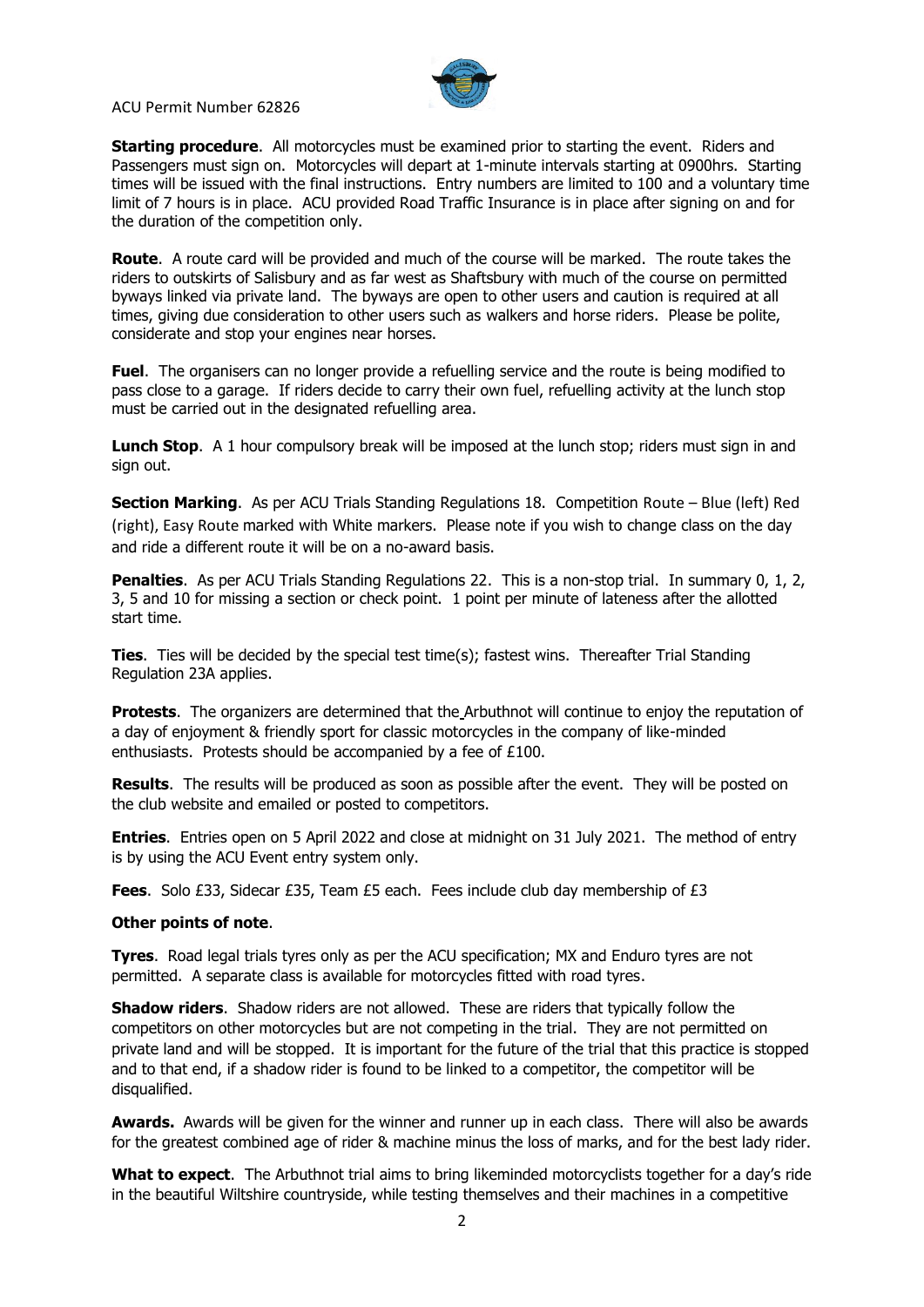ACU Permit Number 62826

**Starting procedure**. All motorcycles must be examined prior to starting the event. Riders and Passengers must sign on. Motorcycles will depart at 1-minute intervals starting at 0900hrs. Starting times will be issued with the final instructions. Entry numbers are limited to 100 and a voluntary time limit of 7 hours is in place. ACU provided Road Traffic Insurance is in place after signing on and for the duration of the competition only.

**Route**. A route card will be provided and much of the course will be marked. The route takes the riders to outskirts of Salisbury and as far west as Shaftsbury with much of the course on permitted byways linked via private land. The byways are open to other users and caution is required at all times, giving due consideration to other users such as walkers and horse riders. Please be polite, considerate and stop your engines near horses.

**Fuel**. The organisers can no longer provide a refuelling service and the route is being modified to pass close to a garage. If riders decide to carry their own fuel, refuelling activity at the lunch stop must be carried out in the designated refuelling area.

**Lunch Stop**. A 1 hour compulsory break will be imposed at the lunch stop; riders must sign in and sign out.

**Section Marking**. As per ACU Trials Standing Regulations 18. Competition Route – Blue (left) Red (right), Easy Route marked with White markers. Please note if you wish to change class on the day and ride a different route it will be on a no-award basis.

**Penalties**. As per ACU Trials Standing Regulations 22. This is a non-stop trial. In summary 0, 1, 2, 3, 5 and 10 for missing a section or check point. 1 point per minute of lateness after the allotted start time.

**Ties**. Ties will be decided by the special test time(s); fastest wins. Thereafter Trial Standing Regulation 23A applies.

**Protests**. The organizers are determined that the Arbuthnot will continue to enjoy the reputation of a day of enjoyment & friendly sport for classic motorcycles in the company of like-minded enthusiasts. Protests should be accompanied by a fee of £100.

**Results**. The results will be produced as soon as possible after the event. They will be posted on the club website and emailed or posted to competitors.

**Entries**. Entries open on 5 April 2022 and close at midnight on 31 July 2021. The method of entry is by using the ACU Event entry system only.

**Fees**. Solo £33, Sidecar £35, Team £5 each. Fees include club day membership of £3

**Other points of note**.

**Tyres**. Road legal trials tyres only as per the ACU specification; MX and Enduro tyres are not permitted. A separate class is available for motorcycles fitted with road tyres.

**Shadow riders**. Shadow riders are not allowed. These are riders that typically follow the competitors on other motorcycles but are not competing in the trial. They are not permitted on private land and will be stopped. It is important for the future of the trial that this practice is stopped and to that end, if a shadow rider is found to be linked to a competitor, the competitor will be disqualified.

**Awards.** Awards will be given for the winner and runner up in each class. There will also be awards for the greatest combined age of rider & machine minus the loss of marks, and for the best lady rider.

**What to expect**. The Arbuthnot trial aims to bring likeminded motorcyclists together for a day's ride in the beautiful Wiltshire countryside, while testing themselves and their machines in a competitive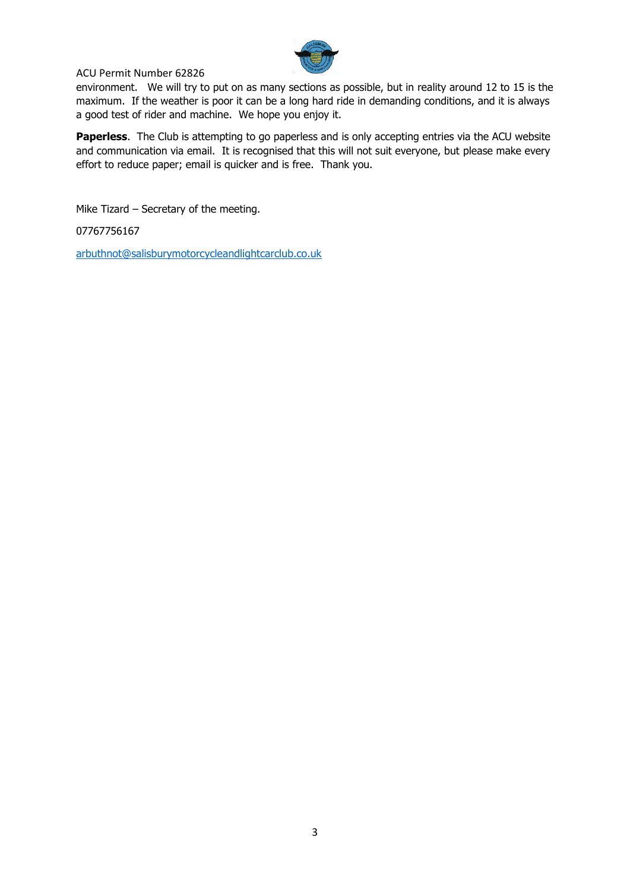environment. We will try to put on as many sections as possible, but in reality around 12 to 15 is the maximum. If the weather is poor it can be a long hard ride in demanding conditions, and it is always a good test of rider and machine. We hope you enjoy it.

**Paperless**. The Club is attempting to go paperless and is only accepting entries via the ACU website and communication via email. It is recognised that this will not suit everyone, but please make every effort to reduce paper; email is quicker and is free. Thank you.

Mike Tizard – Secretary of the meeting.

07767756167

arbuthnot@salisburymotorcycleandlightcarclub.co.uk